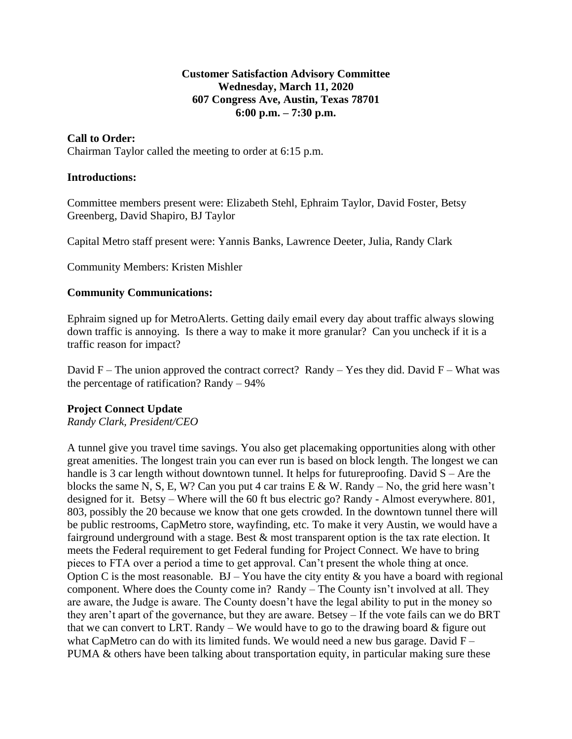**Customer Satisfaction Advisory Committee**
**Wednesday, March 11, 2020**
**607 Congress Ave, Austin, Texas 78701**
**6:00 p.m. – 7:30 p.m.**

**Call to Order:**
Chairman Taylor called the meeting to order at 6:15 p.m.

**Introductions:**

Committee members present were: Elizabeth Stehl, Ephraim Taylor, David Foster, Betsy Greenberg, David Shapiro, BJ Taylor

Capital Metro staff present were: Yannis Banks, Lawrence Deeter, Julia, Randy Clark

Community Members: Kristen Mishler

**Community Communications:**

Ephraim signed up for MetroAlerts. Getting daily email every day about traffic always slowing down traffic is annoying. Is there a way to make it more granular? Can you uncheck if it is a traffic reason for impact?

David F – The union approved the contract correct? Randy – Yes they did. David F – What was the percentage of ratification? Randy – 94%

**Project Connect Update**
*Randy Clark, President/CEO*

A tunnel give you travel time savings. You also get placemaking opportunities along with other great amenities. The longest train you can ever run is based on block length. The longest we can handle is 3 car length without downtown tunnel. It helps for futureproofing. David S – Are the blocks the same N, S, E, W? Can you put 4 car trains E & W. Randy – No, the grid here wasn't designed for it. Betsy – Where will the 60 ft bus electric go? Randy - Almost everywhere. 801, 803, possibly the 20 because we know that one gets crowded. In the downtown tunnel there will be public restrooms, CapMetro store, wayfinding, etc. To make it very Austin, we would have a fairground underground with a stage. Best & most transparent option is the tax rate election. It meets the Federal requirement to get Federal funding for Project Connect. We have to bring pieces to FTA over a period a time to get approval. Can't present the whole thing at once. Option C is the most reasonable. BJ – You have the city entity & you have a board with regional component. Where does the County come in? Randy – The County isn't involved at all. They are aware, the Judge is aware. The County doesn't have the legal ability to put in the money so they aren't apart of the governance, but they are aware. Betsey – If the vote fails can we do BRT that we can convert to LRT. Randy – We would have to go to the drawing board & figure out what CapMetro can do with its limited funds. We would need a new bus garage. David F – PUMA & others have been talking about transportation equity, in particular making sure these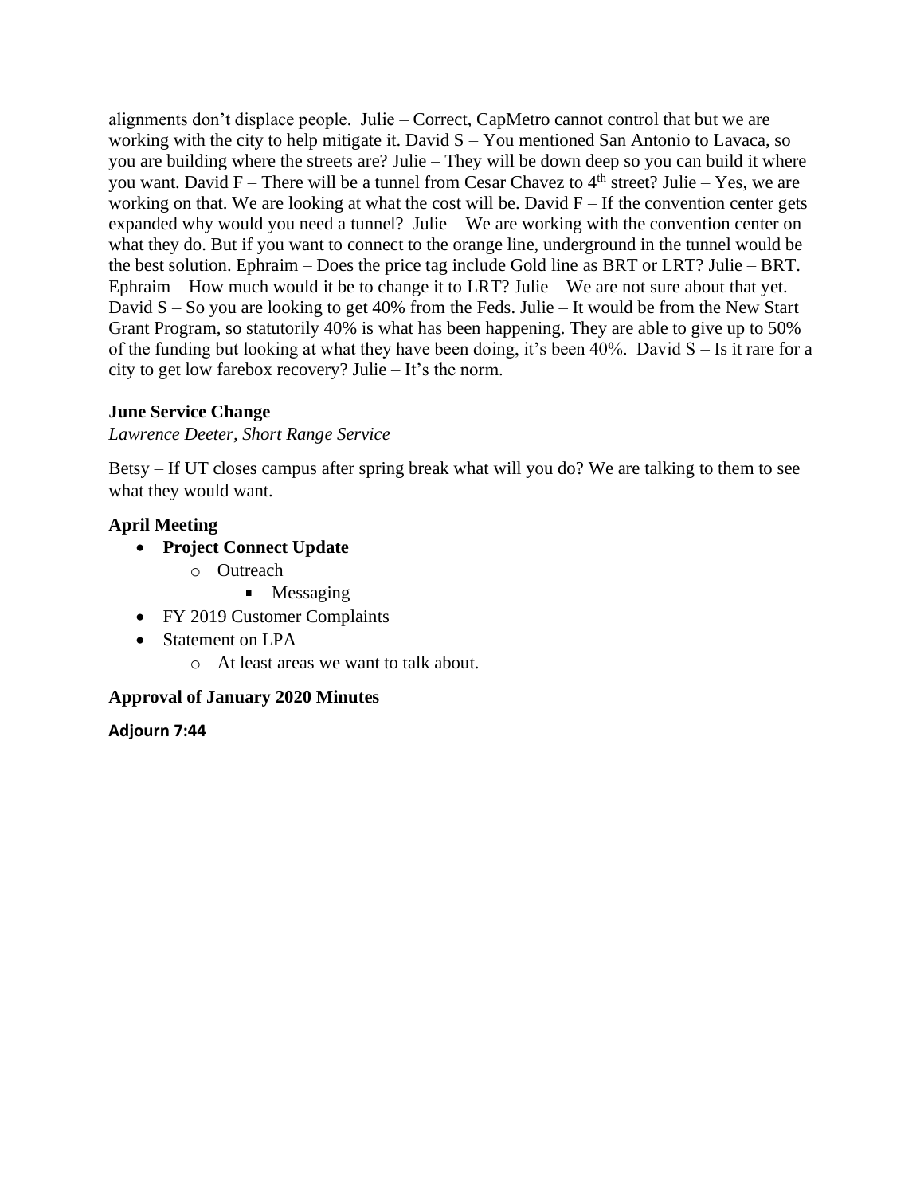alignments don't displace people. Julie – Correct, CapMetro cannot control that but we are working with the city to help mitigate it. David S – You mentioned San Antonio to Lavaca, so you are building where the streets are? Julie – They will be down deep so you can build it where you want. David F – There will be a tunnel from Cesar Chavez to 4th street? Julie – Yes, we are working on that. We are looking at what the cost will be. David F – If the convention center gets expanded why would you need a tunnel? Julie – We are working with the convention center on what they do. But if you want to connect to the orange line, underground in the tunnel would be the best solution. Ephraim – Does the price tag include Gold line as BRT or LRT? Julie – BRT. Ephraim – How much would it be to change it to LRT? Julie – We are not sure about that yet. David S – So you are looking to get 40% from the Feds. Julie – It would be from the New Start Grant Program, so statutorily 40% is what has been happening. They are able to give up to 50% of the funding but looking at what they have been doing, it's been 40%. David S – Is it rare for a city to get low farebox recovery? Julie – It's the norm.

**June Service Change**

*Lawrence Deeter, Short Range Service*

Betsy – If UT closes campus after spring break what will you do? We are talking to them to see what they would want.

**April Meeting**

- **Project Connect Update**
  - Outreach
    - Messaging
- FY 2019 Customer Complaints
- Statement on LPA
  - At least areas we want to talk about.

**Approval of January 2020 Minutes**

**Adjourn 7:44**